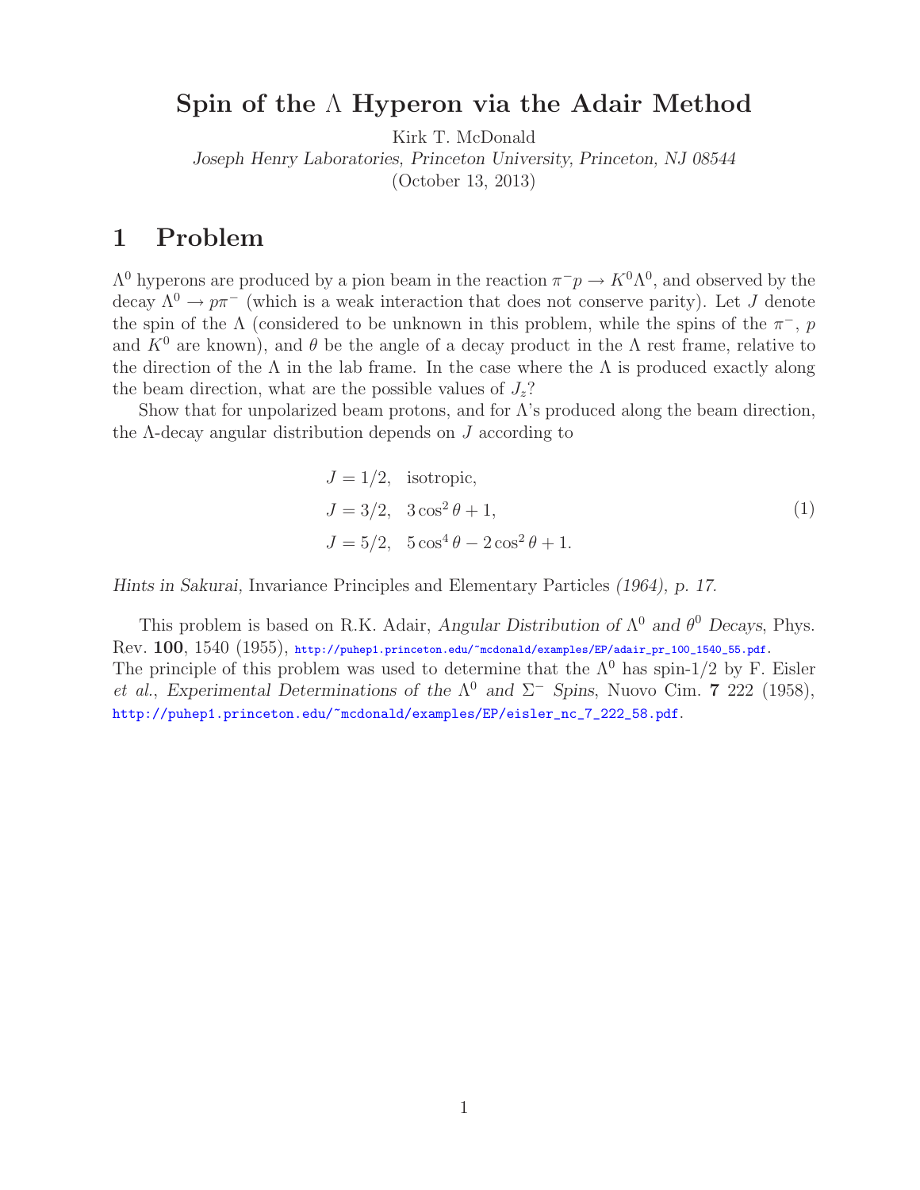# Spin of the $\Lambda$ Hyperon via the Adair Method

Kirk T. McDonald

*Joseph Henry Laboratories, Princeton University, Princeton, NJ 08544*

(October 13, 2013)

## 1 Problem

$\Lambda^0$ hyperons are produced by a pion beam in the reaction $\pi^- p \to K^0 \Lambda^0$, and observed by the decay $\Lambda^0 \to p\pi^-$ (which is a weak interaction that does not conserve parity). Let $J$ denote the spin of the $\Lambda$ (considered to be unknown in this problem, while the spins of the $\pi^-$, $p$ and $K^0$ are known), and $\theta$ be the angle of a decay product in the $\Lambda$ rest frame, relative to the direction of the $\Lambda$ in the lab frame. In the case where the $\Lambda$ is produced exactly along the beam direction, what are the possible values of $J_z$?

Show that for unpolarized beam protons, and for $\Lambda$'s produced along the beam direction, the $\Lambda$-decay angular distribution depends on $J$ according to

$$
\begin{aligned}
J = 1/2, &\quad \text{isotropic}, \\
J = 3/2, &\quad 3\cos^2\theta + 1, \\
J = 5/2, &\quad 5\cos^4\theta - 2\cos^2\theta + 1.
\end{aligned}
\tag{1}
$$

*Hints in Sakurai,* Invariance Principles and Elementary Particles *(1964), p. 17.*

This problem is based on R.K. Adair, *Angular Distribution of $\Lambda^0$ and $\theta^0$ Decays*, Phys. Rev. **100**, 1540 (1955), http://puhep1.princeton.edu/~mcdonald/examples/EP/adair_pr_100_1540_55.pdf.
The principle of this problem was used to determine that the $\Lambda^0$ has spin-1/2 by F. Eisler *et al.*, *Experimental Determinations of the $\Lambda^0$ and $\Sigma^-$ Spins*, Nuovo Cim. **7** 222 (1958), http://puhep1.princeton.edu/~mcdonald/examples/EP/eisler_nc_7_222_58.pdf.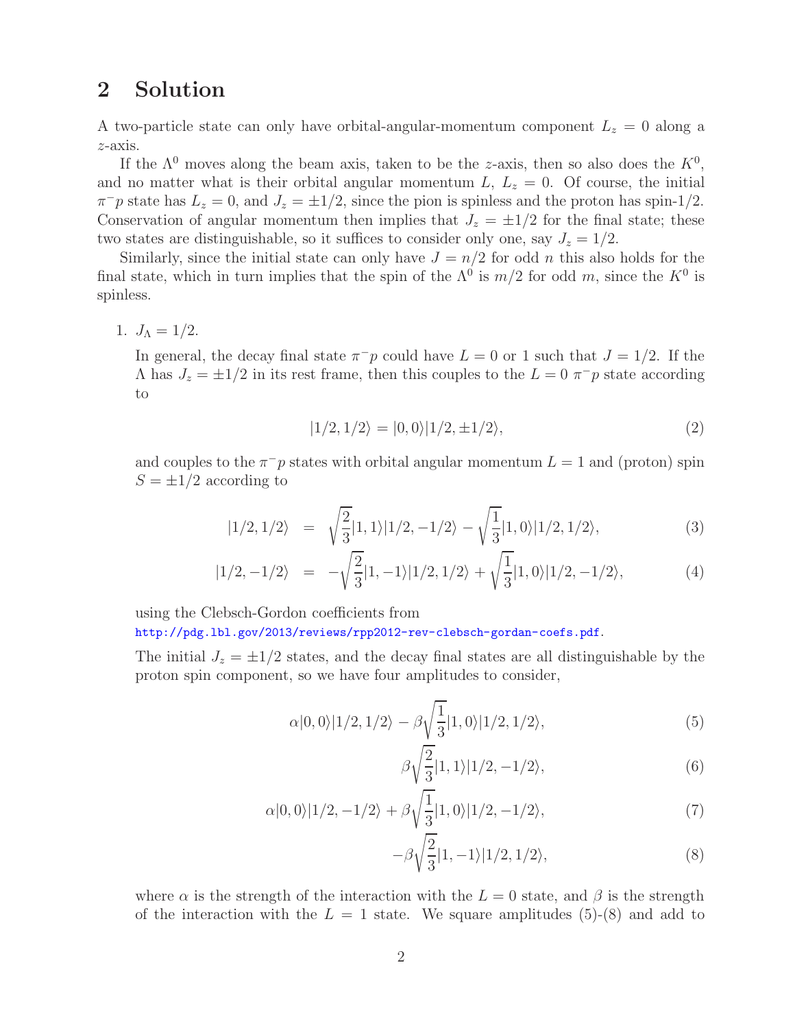## 2 Solution

A two-particle state can only have orbital-angular-momentum component $L_z = 0$ along a $z$-axis.

If the $\Lambda^0$ moves along the beam axis, taken to be the $z$-axis, then so also does the $K^0$, and no matter what is their orbital angular momentum $L$, $L_z = 0$. Of course, the initial $\pi^- p$ state has $L_z = 0$, and $J_z = \pm 1/2$, since the pion is spinless and the proton has spin-1/2. Conservation of angular momentum then implies that $J_z = \pm 1/2$ for the final state; these two states are distinguishable, so it suffices to consider only one, say $J_z = 1/2$.

Similarly, since the initial state can only have $J = n/2$ for odd $n$ this also holds for the final state, which in turn implies that the spin of the $\Lambda^0$ is $m/2$ for odd $m$, since the $K^0$ is spinless.

1. $J_\Lambda = 1/2$.

   In general, the decay final state $\pi^- p$ could have $L = 0$ or 1 such that $J = 1/2$. If the $\Lambda$ has $J_z = \pm 1/2$ in its rest frame, then this couples to the $L = 0$ $\pi^- p$ state according to

$$|1/2, 1/2\rangle = |0, 0\rangle |1/2, \pm 1/2\rangle, \tag{2}$$

   and couples to the $\pi^- p$ states with orbital angular momentum $L = 1$ and (proton) spin $S = \pm 1/2$ according to

$$|1/2, 1/2\rangle = \sqrt{\frac{2}{3}} |1, 1\rangle |1/2, -1/2\rangle - \sqrt{\frac{1}{3}} |1, 0\rangle |1/2, 1/2\rangle, \tag{3}$$

$$|1/2, -1/2\rangle = -\sqrt{\frac{2}{3}} |1, -1\rangle |1/2, 1/2\rangle + \sqrt{\frac{1}{3}} |1, 0\rangle |1/2, -1/2\rangle, \tag{4}$$

   using the Clebsch-Gordon coefficients from
   http://pdg.lbl.gov/2013/reviews/rpp2012-rev-clebsch-gordan-coefs.pdf.

   The initial $J_z = \pm 1/2$ states, and the decay final states are all distinguishable by the proton spin component, so we have four amplitudes to consider,

$$\alpha |0, 0\rangle |1/2, 1/2\rangle - \beta \sqrt{\frac{1}{3}} |1, 0\rangle |1/2, 1/2\rangle, \tag{5}$$

$$\beta \sqrt{\frac{2}{3}} |1, 1\rangle |1/2, -1/2\rangle, \tag{6}$$

$$\alpha |0, 0\rangle |1/2, -1/2\rangle + \beta \sqrt{\frac{1}{3}} |1, 0\rangle |1/2, -1/2\rangle, \tag{7}$$

$$-\beta \sqrt{\frac{2}{3}} |1, -1\rangle |1/2, 1/2\rangle, \tag{8}$$

   where $\alpha$ is the strength of the interaction with the $L = 0$ state, and $\beta$ is the strength of the interaction with the $L = 1$ state. We square amplitudes (5)-(8) and add to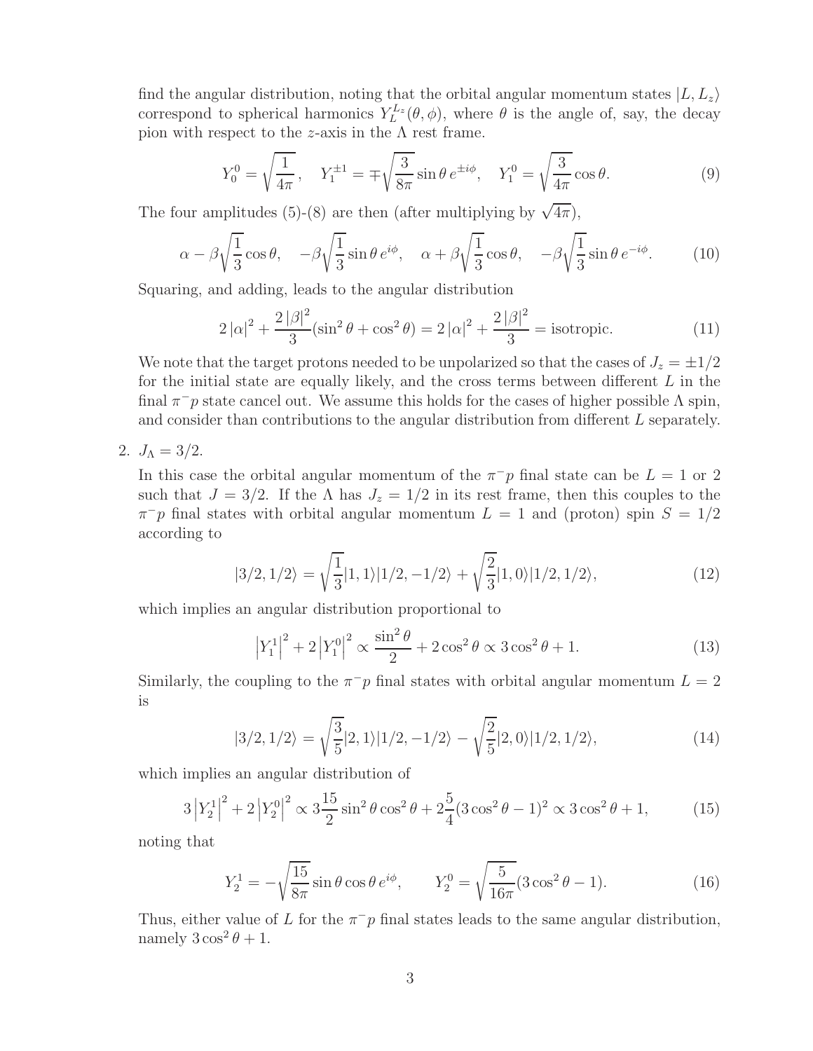find the angular distribution, noting that the orbital angular momentum states $|L, L_z\rangle$ correspond to spherical harmonics $Y_L^{L_z}(\theta, \phi)$, where $\theta$ is the angle of, say, the decay pion with respect to the $z$-axis in the $\Lambda$ rest frame.

$$Y_0^0 = \sqrt{\frac{1}{4\pi}}, \quad Y_1^{\pm 1} = \mp\sqrt{\frac{3}{8\pi}} \sin\theta \, e^{\pm i\phi}, \quad Y_1^0 = \sqrt{\frac{3}{4\pi}} \cos\theta. \tag{9}$$

The four amplitudes (5)-(8) are then (after multiplying by $\sqrt{4\pi}$),

$$\alpha - \beta\sqrt{\frac{1}{3}} \cos\theta, \quad -\beta\sqrt{\frac{1}{3}} \sin\theta \, e^{i\phi}, \quad \alpha + \beta\sqrt{\frac{1}{3}} \cos\theta, \quad -\beta\sqrt{\frac{1}{3}} \sin\theta \, e^{-i\phi}. \tag{10}$$

Squaring, and adding, leads to the angular distribution

$$2\left|\alpha\right|^2 + \frac{2\left|\beta\right|^2}{3}(\sin^2\theta + \cos^2\theta) = 2\left|\alpha\right|^2 + \frac{2\left|\beta\right|^2}{3} = \text{isotropic}. \tag{11}$$

We note that the target protons needed to be unpolarized so that the cases of $J_z = \pm 1/2$ for the initial state are equally likely, and the cross terms between different $L$ in the final $\pi^- p$ state cancel out. We assume this holds for the cases of higher possible $\Lambda$ spin, and consider than contributions to the angular distribution from different $L$ separately.

2. $J_\Lambda = 3/2$.

   In this case the orbital angular momentum of the $\pi^- p$ final state can be $L = 1$ or 2 such that $J = 3/2$. If the $\Lambda$ has $J_z = 1/2$ in its rest frame, then this couples to the $\pi^- p$ final states with orbital angular momentum $L = 1$ and (proton) spin $S = 1/2$ according to

$$|3/2, 1/2\rangle = \sqrt{\frac{1}{3}}|1, 1\rangle|1/2, -1/2\rangle + \sqrt{\frac{2}{3}}|1, 0\rangle|1/2, 1/2\rangle, \tag{12}$$

   which implies an angular distribution proportional to

$$\left|Y_1^1\right|^2 + 2\left|Y_1^0\right|^2 \propto \frac{\sin^2\theta}{2} + 2\cos^2\theta \propto 3\cos^2\theta + 1. \tag{13}$$

   Similarly, the coupling to the $\pi^- p$ final states with orbital angular momentum $L = 2$ is

$$|3/2, 1/2\rangle = \sqrt{\frac{3}{5}}|2, 1\rangle|1/2, -1/2\rangle - \sqrt{\frac{2}{5}}|2, 0\rangle|1/2, 1/2\rangle, \tag{14}$$

   which implies an angular distribution of

$$3\left|Y_2^1\right|^2 + 2\left|Y_2^0\right|^2 \propto 3\frac{15}{2}\sin^2\theta\cos^2\theta + 2\frac{5}{4}(3\cos^2\theta - 1)^2 \propto 3\cos^2\theta + 1, \tag{15}$$

   noting that

$$Y_2^1 = -\sqrt{\frac{15}{8\pi}} \sin\theta\cos\theta \, e^{i\phi}, \qquad Y_2^0 = \sqrt{\frac{5}{16\pi}}(3\cos^2\theta - 1). \tag{16}$$

   Thus, either value of $L$ for the $\pi^- p$ final states leads to the same angular distribution, namely $3\cos^2\theta + 1$.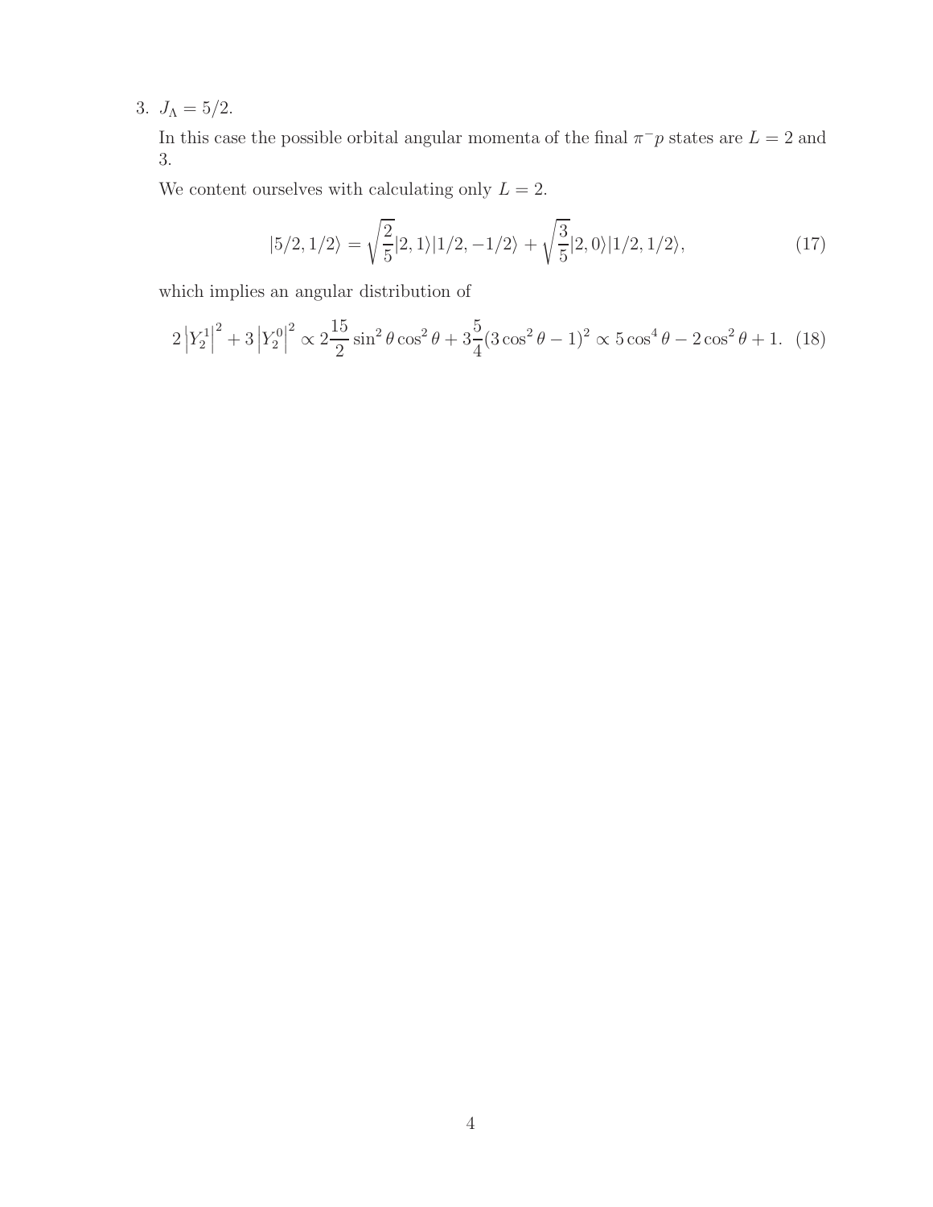3. $J_\Lambda = 5/2$.

   In this case the possible orbital angular momenta of the final $\pi^- p$ states are $L = 2$ and 3.

   We content ourselves with calculating only $L = 2$.

$$|5/2, 1/2\rangle = \sqrt{\frac{2}{5}}|2, 1\rangle|1/2, -1/2\rangle + \sqrt{\frac{3}{5}}|2, 0\rangle|1/2, 1/2\rangle, \tag{17}$$

   which implies an angular distribution of

$$2\left|Y_2^1\right|^2 + 3\left|Y_2^0\right|^2 \propto 2\frac{15}{2}\sin^2\theta\cos^2\theta + 3\frac{5}{4}(3\cos^2\theta - 1)^2 \propto 5\cos^4\theta - 2\cos^2\theta + 1. \tag{18}$$